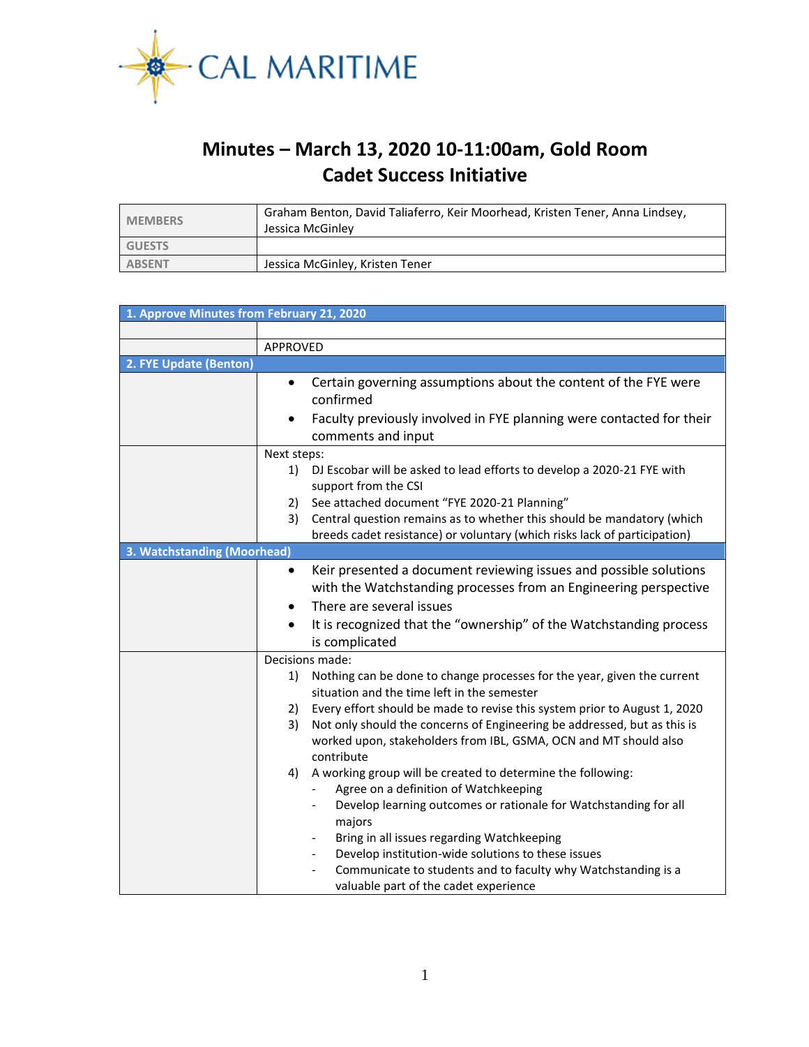CAL MARITIME

# Minutes – March 13, 2020 10-11:00am, Gold Room
# Cadet Success Initiative

| | |
|---|---|
| MEMBERS | Graham Benton, David Taliaferro, Keir Moorhead, Kristen Tener, Anna Lindsey, Jessica McGinley |
| GUESTS | |
| ABSENT | Jessica McGinley, Kristen Tener |

### 1. Approve Minutes from February 21, 2020

APPROVED

### 2. FYE Update (Benton)

- Certain governing assumptions about the content of the FYE were confirmed
- Faculty previously involved in FYE planning were contacted for their comments and input

Next steps:

1) DJ Escobar will be asked to lead efforts to develop a 2020-21 FYE with support from the CSI
2) See attached document "FYE 2020-21 Planning"
3) Central question remains as to whether this should be mandatory (which breeds cadet resistance) or voluntary (which risks lack of participation)

### 3. Watchstanding (Moorhead)

- Keir presented a document reviewing issues and possible solutions with the Watchstanding processes from an Engineering perspective
- There are several issues
- It is recognized that the "ownership" of the Watchstanding process is complicated

Decisions made:

1) Nothing can be done to change processes for the year, given the current situation and the time left in the semester
2) Every effort should be made to revise this system prior to August 1, 2020
3) Not only should the concerns of Engineering be addressed, but as this is worked upon, stakeholders from IBL, GSMA, OCN and MT should also contribute
4) A working group will be created to determine the following:
   - Agree on a definition of Watchkeeping
   - Develop learning outcomes or rationale for Watchstanding for all majors
   - Bring in all issues regarding Watchkeeping
   - Develop institution-wide solutions to these issues
   - Communicate to students and to faculty why Watchstanding is a valuable part of the cadet experience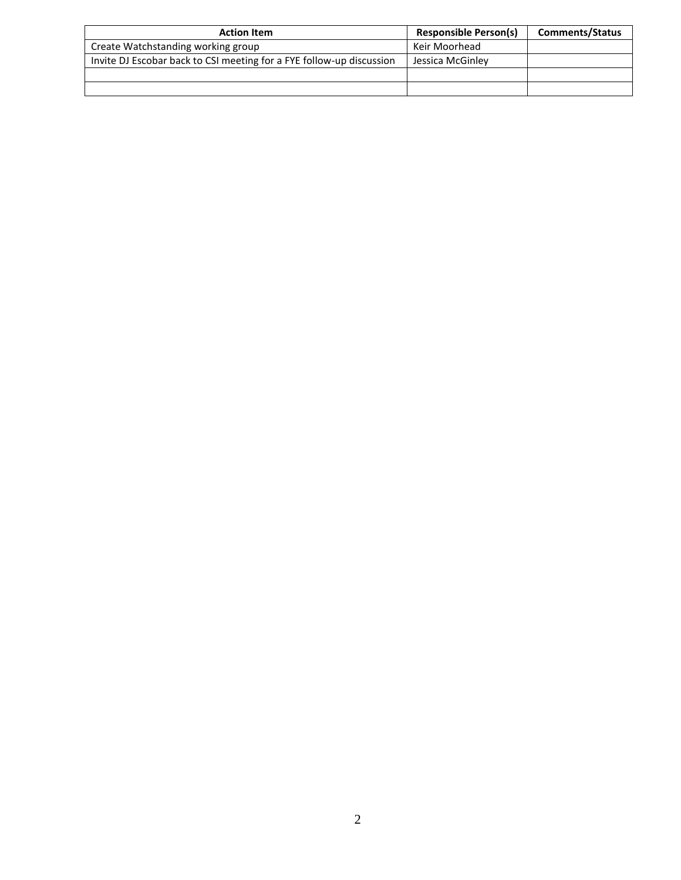| Action Item | Responsible Person(s) | Comments/Status |
| --- | --- | --- |
| Create Watchstanding working group | Keir Moorhead | |
| Invite DJ Escobar back to CSI meeting for a FYE follow-up discussion | Jessica McGinley | |
| | | |
| | | |